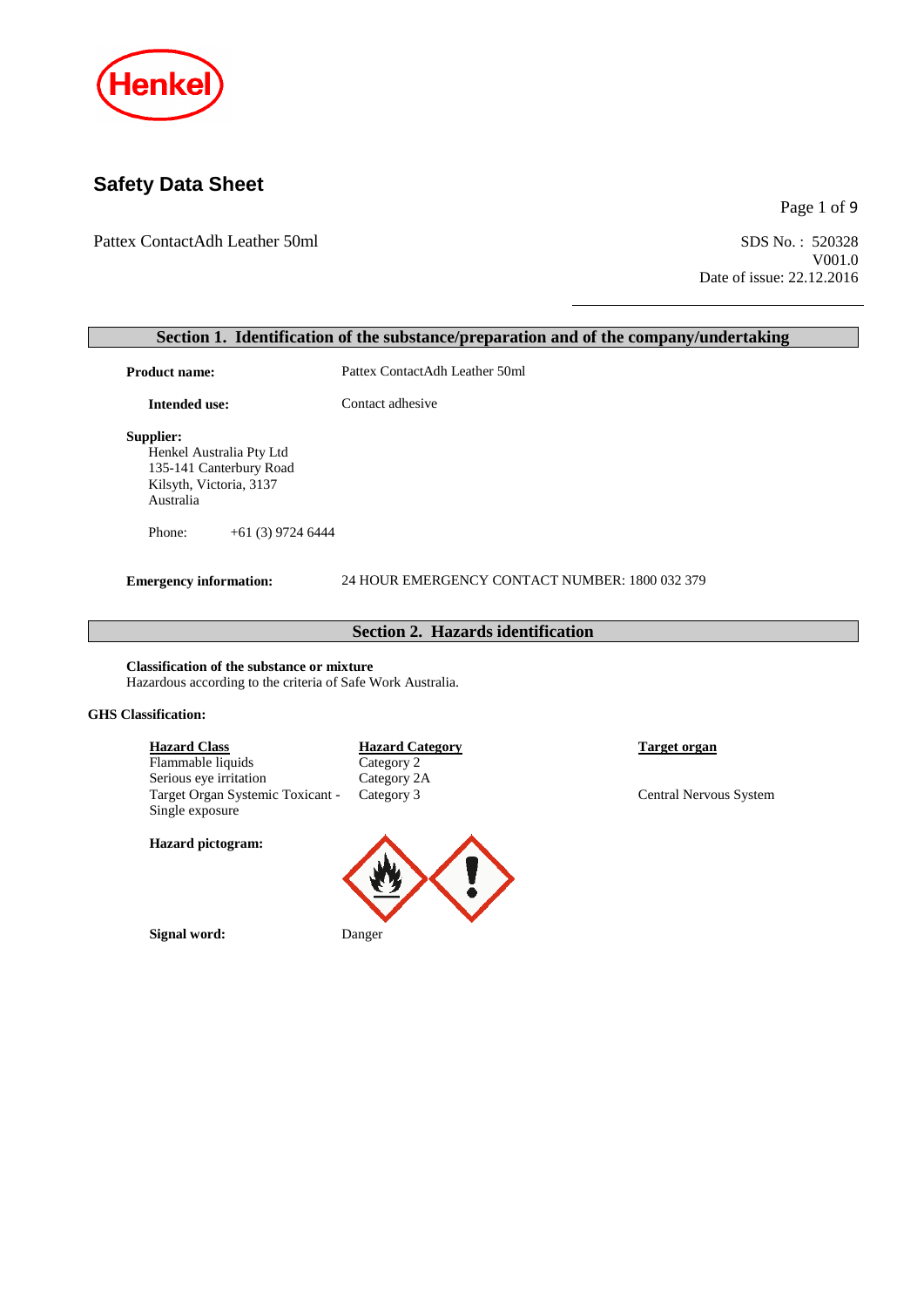# Safety Data Sheet

Pattex ContactAdh Leather 50ml

SDS No. : 520328
V001.0
Date of issue: 22.12.2016

## Section 1. Identification of the substance/preparation and of the company/undertaking

**Product name:** Pattex ContactAdh Leather 50ml

**Intended use:** Contact adhesive

**Supplier:**
Henkel Australia Pty Ltd
135-141 Canterbury Road
Kilsyth, Victoria, 3137
Australia

Phone: +61 (3) 9724 6444

**Emergency information:** 24 HOUR EMERGENCY CONTACT NUMBER: 1800 032 379

## Section 2. Hazards identification

**Classification of the substance or mixture**
Hazardous according to the criteria of Safe Work Australia.

**GHS Classification:**

| Hazard Class | Hazard Category | Target organ |
|---|---|---|
| Flammable liquids | Category 2 | |
| Serious eye irritation | Category 2A | |
| Target Organ Systemic Toxicant - Single exposure | Category 3 | Central Nervous System |

**Hazard pictogram:**

**Signal word:** Danger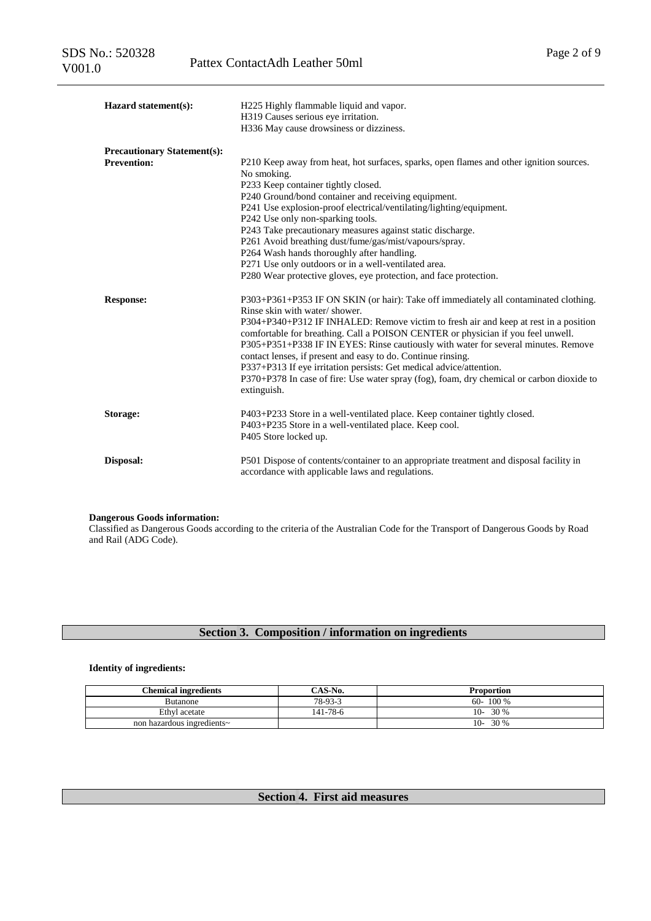**Hazard statement(s):**

H225 Highly flammable liquid and vapor.
H319 Causes serious eye irritation.
H336 May cause drowsiness or dizziness.

**Precautionary Statement(s):**

**Prevention:**

P210 Keep away from heat, hot surfaces, sparks, open flames and other ignition sources. No smoking.
P233 Keep container tightly closed.
P240 Ground/bond container and receiving equipment.
P241 Use explosion-proof electrical/ventilating/lighting/equipment.
P242 Use only non-sparking tools.
P243 Take precautionary measures against static discharge.
P261 Avoid breathing dust/fume/gas/mist/vapours/spray.
P264 Wash hands thoroughly after handling.
P271 Use only outdoors or in a well-ventilated area.
P280 Wear protective gloves, eye protection, and face protection.

**Response:**

P303+P361+P353 IF ON SKIN (or hair): Take off immediately all contaminated clothing. Rinse skin with water/ shower.
P304+P340+P312 IF INHALED: Remove victim to fresh air and keep at rest in a position comfortable for breathing. Call a POISON CENTER or physician if you feel unwell.
P305+P351+P338 IF IN EYES: Rinse cautiously with water for several minutes. Remove contact lenses, if present and easy to do. Continue rinsing.
P337+P313 If eye irritation persists: Get medical advice/attention.
P370+P378 In case of fire: Use water spray (fog), foam, dry chemical or carbon dioxide to extinguish.

**Storage:**

P403+P233 Store in a well-ventilated place. Keep container tightly closed.
P403+P235 Store in a well-ventilated place. Keep cool.
P405 Store locked up.

**Disposal:**

P501 Dispose of contents/container to an appropriate treatment and disposal facility in accordance with applicable laws and regulations.

**Dangerous Goods information:**

Classified as Dangerous Goods according to the criteria of the Australian Code for the Transport of Dangerous Goods by Road and Rail (ADG Code).

## Section 3. Composition / information on ingredients

**Identity of ingredients:**

| Chemical ingredients | CAS-No. | Proportion |
|---|---|---|
| Butanone | 78-93-3 | 60- 100 % |
| Ethyl acetate | 141-78-6 | 10- 30 % |
| non hazardous ingredients~ | | 10- 30 % |

## Section 4. First aid measures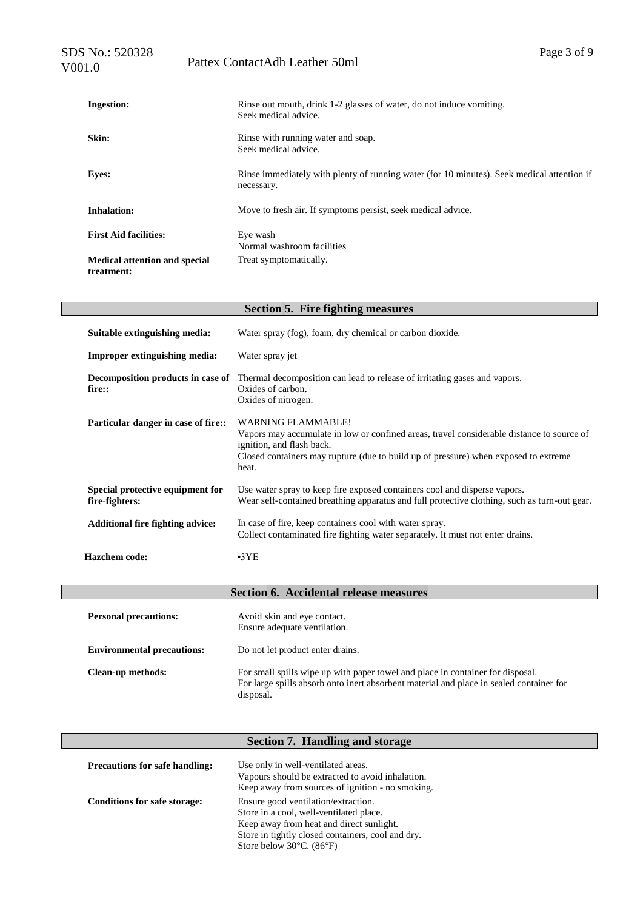**Ingestion:** Rinse out mouth, drink 1-2 glasses of water, do not induce vomiting.
Seek medical advice.

**Skin:** Rinse with running water and soap.
Seek medical advice.

**Eyes:** Rinse immediately with plenty of running water (for 10 minutes). Seek medical attention if necessary.

**Inhalation:** Move to fresh air. If symptoms persist, seek medical advice.

**First Aid facilities:** Eye wash
Normal washroom facilities

**Medical attention and special treatment:** Treat symptomatically.

## Section 5. Fire fighting measures

**Suitable extinguishing media:** Water spray (fog), foam, dry chemical or carbon dioxide.

**Improper extinguishing media:** Water spray jet

**Decomposition products in case of fire::** Thermal decomposition can lead to release of irritating gases and vapors.
Oxides of carbon.
Oxides of nitrogen.

**Particular danger in case of fire::** WARNING FLAMMABLE!
Vapors may accumulate in low or confined areas, travel considerable distance to source of ignition, and flash back.
Closed containers may rupture (due to build up of pressure) when exposed to extreme heat.

**Special protective equipment for fire-fighters:** Use water spray to keep fire exposed containers cool and disperse vapors.
Wear self-contained breathing apparatus and full protective clothing, such as turn-out gear.

**Additional fire fighting advice:** In case of fire, keep containers cool with water spray.
Collect contaminated fire fighting water separately. It must not enter drains.

**Hazchem code:** •3YE

## Section 6. Accidental release measures

**Personal precautions:** Avoid skin and eye contact.
Ensure adequate ventilation.

**Environmental precautions:** Do not let product enter drains.

**Clean-up methods:** For small spills wipe up with paper towel and place in container for disposal.
For large spills absorb onto inert absorbent material and place in sealed container for disposal.

## Section 7. Handling and storage

**Precautions for safe handling:** Use only in well-ventilated areas.
Vapours should be extracted to avoid inhalation.
Keep away from sources of ignition - no smoking.

**Conditions for safe storage:** Ensure good ventilation/extraction.
Store in a cool, well-ventilated place.
Keep away from heat and direct sunlight.
Store in tightly closed containers, cool and dry.
Store below 30°C. (86°F)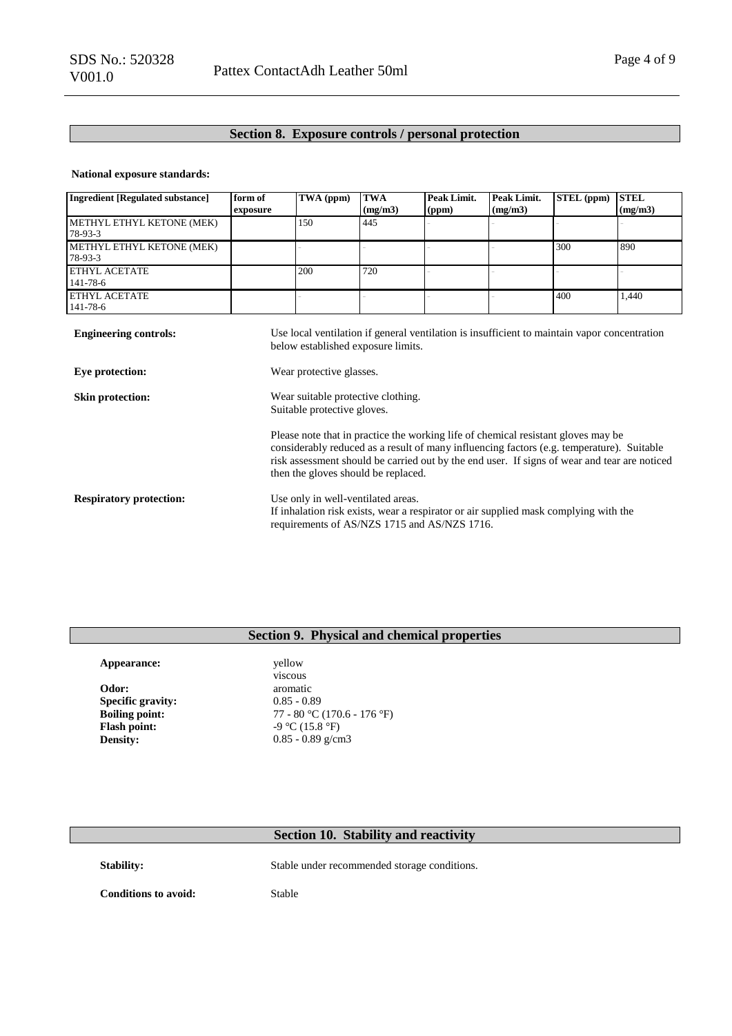## Section 8. Exposure controls / personal protection

**National exposure standards:**

| Ingredient [Regulated substance] | form of exposure | TWA (ppm) | TWA (mg/m3) | Peak Limit. (ppm) | Peak Limit. (mg/m3) | STEL (ppm) | STEL (mg/m3) |
|---|---|---|---|---|---|---|---|
| METHYL ETHYL KETONE (MEK) 78-93-3 | | 150 | 445 | - | - | - | - |
| METHYL ETHYL KETONE (MEK) 78-93-3 | | - | - | - | - | 300 | 890 |
| ETHYL ACETATE 141-78-6 | | 200 | 720 | - | - | - | - |
| ETHYL ACETATE 141-78-6 | | - | - | - | - | 400 | 1,440 |

**Engineering controls:** Use local ventilation if general ventilation is insufficient to maintain vapor concentration below established exposure limits.

**Eye protection:** Wear protective glasses.

**Skin protection:** Wear suitable protective clothing.
Suitable protective gloves.

Please note that in practice the working life of chemical resistant gloves may be considerably reduced as a result of many influencing factors (e.g. temperature). Suitable risk assessment should be carried out by the end user. If signs of wear and tear are noticed then the gloves should be replaced.

**Respiratory protection:** Use only in well-ventilated areas.
If inhalation risk exists, wear a respirator or air supplied mask complying with the requirements of AS/NZS 1715 and AS/NZS 1716.

## Section 9. Physical and chemical properties

**Appearance:** yellow
viscous
**Odor:** aromatic
**Specific gravity:** 0.85 - 0.89
**Boiling point:** 77 - 80 °C (170.6 - 176 °F)
**Flash point:** -9 °C (15.8 °F)
**Density:** 0.85 - 0.89 g/cm3

## Section 10. Stability and reactivity

**Stability:** Stable under recommended storage conditions.

**Conditions to avoid:** Stable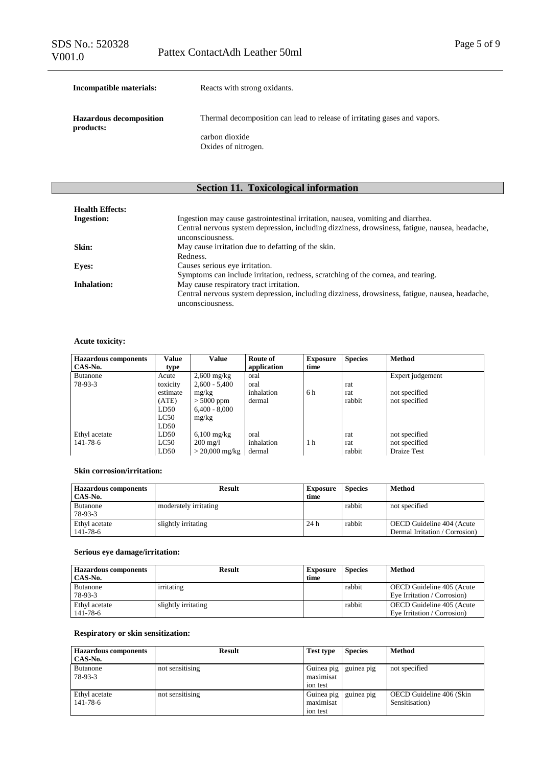| **Incompatible materials:** | Reacts with strong oxidants. |
|---|---|
| **Hazardous decomposition products:** | Thermal decomposition can lead to release of irritating gases and vapors.<br>carbon dioxide<br>Oxides of nitrogen. |

## Section 11. Toxicological information

**Health Effects:**

| | |
|---|---|
| **Ingestion:** | Ingestion may cause gastrointestinal irritation, nausea, vomiting and diarrhea.<br>Central nervous system depression, including dizziness, drowsiness, fatigue, nausea, headache, unconsciousness. |
| **Skin:** | May cause irritation due to defatting of the skin.<br>Redness. |
| **Eyes:** | Causes serious eye irritation.<br>Symptoms can include irritation, redness, scratching of the cornea, and tearing. |
| **Inhalation:** | May cause respiratory tract irritation.<br>Central nervous system depression, including dizziness, drowsiness, fatigue, nausea, headache, unconsciousness. |

**Acute toxicity:**

| Hazardous components CAS-No. | Value type | Value | Route of application | Exposure time | Species | Method |
|---|---|---|---|---|---|---|
| Butanone 78-93-3 | Acute toxicity estimate (ATE) | 2,600 mg/kg | oral | | | Expert judgement |
| | LD50 | 2,600 - 5,400 mg/kg | oral | | rat | |
| | LC50 | > 5000 ppm | inhalation | 6 h | rat | not specified |
| | LD50 | 6,400 - 8,000 mg/kg | dermal | | rabbit | not specified |
| Ethyl acetate 141-78-6 | LD50 | 6,100 mg/kg | oral | | rat | not specified |
| | LC50 | 200 mg/l | inhalation | 1 h | rat | not specified |
| | LD50 | > 20,000 mg/kg | dermal | | rabbit | Draize Test |

**Skin corrosion/irritation:**

| Hazardous components CAS-No. | Result | Exposure time | Species | Method |
|---|---|---|---|---|
| Butanone 78-93-3 | moderately irritating | | rabbit | not specified |
| Ethyl acetate 141-78-6 | slightly irritating | 24 h | rabbit | OECD Guideline 404 (Acute Dermal Irritation / Corrosion) |

**Serious eye damage/irritation:**

| Hazardous components CAS-No. | Result | Exposure time | Species | Method |
|---|---|---|---|---|
| Butanone 78-93-3 | irritating | | rabbit | OECD Guideline 405 (Acute Eye Irritation / Corrosion) |
| Ethyl acetate 141-78-6 | slightly irritating | | rabbit | OECD Guideline 405 (Acute Eye Irritation / Corrosion) |

**Respiratory or skin sensitization:**

| Hazardous components CAS-No. | Result | Test type | Species | Method |
|---|---|---|---|---|
| Butanone 78-93-3 | not sensitising | Guinea pig maximisation test | guinea pig | not specified |
| Ethyl acetate 141-78-6 | not sensitising | Guinea pig maximisation test | guinea pig | OECD Guideline 406 (Skin Sensitisation) |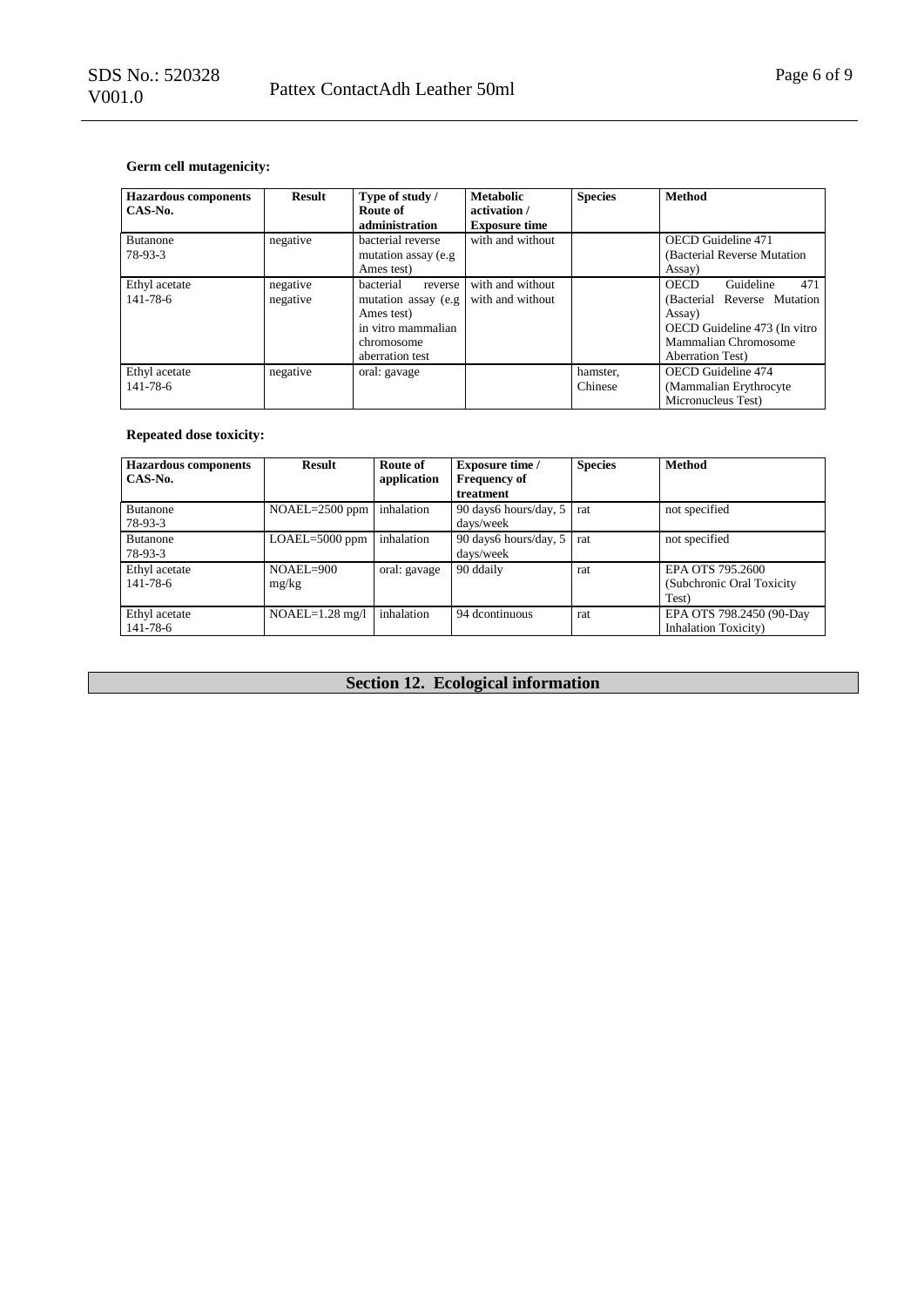**Germ cell mutagenicity:**

| Hazardous components CAS-No. | Result | Type of study / Route of administration | Metabolic activation / Exposure time | Species | Method |
|---|---|---|---|---|---|
| Butanone 78-93-3 | negative | bacterial reverse mutation assay (e.g Ames test) | with and without | | OECD Guideline 471 (Bacterial Reverse Mutation Assay) |
| Ethyl acetate 141-78-6 | negative negative | bacterial reverse mutation assay (e.g Ames test) in vitro mammalian chromosome aberration test | with and without with and without | | OECD Guideline 471 (Bacterial Reverse Mutation Assay) OECD Guideline 473 (In vitro Mammalian Chromosome Aberration Test) |
| Ethyl acetate 141-78-6 | negative | oral: gavage | | hamster, Chinese | OECD Guideline 474 (Mammalian Erythrocyte Micronucleus Test) |

**Repeated dose toxicity:**

| Hazardous components CAS-No. | Result | Route of application | Exposure time / Frequency of treatment | Species | Method |
|---|---|---|---|---|---|
| Butanone 78-93-3 | NOAEL=2500 ppm | inhalation | 90 days6 hours/day, 5 days/week | rat | not specified |
| Butanone 78-93-3 | LOAEL=5000 ppm | inhalation | 90 days6 hours/day, 5 days/week | rat | not specified |
| Ethyl acetate 141-78-6 | NOAEL=900 mg/kg | oral: gavage | 90 ddaily | rat | EPA OTS 795.2600 (Subchronic Oral Toxicity Test) |
| Ethyl acetate 141-78-6 | NOAEL=1.28 mg/l | inhalation | 94 dcontinuous | rat | EPA OTS 798.2450 (90-Day Inhalation Toxicity) |

## Section 12. Ecological information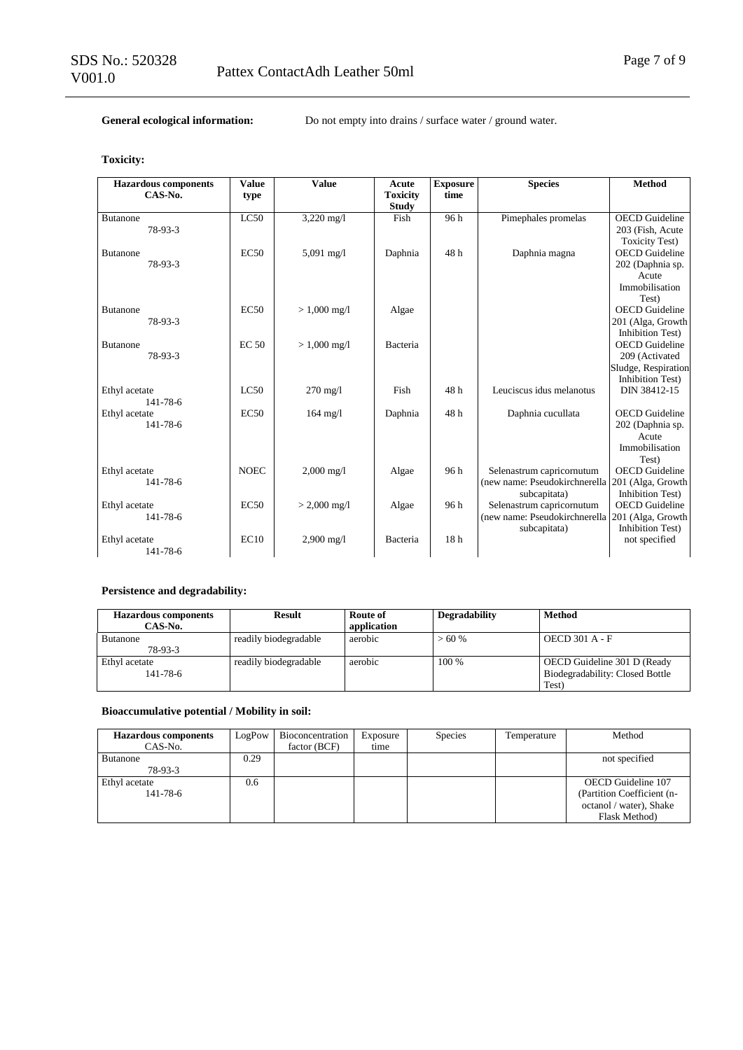**General ecological information:** Do not empty into drains / surface water / ground water.

**Toxicity:**

| Hazardous components CAS-No. | Value type | Value | Acute Toxicity Study | Exposure time | Species | Method |
|---|---|---|---|---|---|---|
| Butanone 78-93-3 | LC50 | 3,220 mg/l | Fish | 96 h | Pimephales promelas | OECD Guideline 203 (Fish, Acute Toxicity Test) |
| Butanone 78-93-3 | EC50 | 5,091 mg/l | Daphnia | 48 h | Daphnia magna | OECD Guideline 202 (Daphnia sp. Acute Immobilisation Test) |
| Butanone 78-93-3 | EC50 | > 1,000 mg/l | Algae | | | OECD Guideline 201 (Alga, Growth Inhibition Test) |
| Butanone 78-93-3 | EC 50 | > 1,000 mg/l | Bacteria | | | OECD Guideline 209 (Activated Sludge, Respiration Inhibition Test) |
| Ethyl acetate 141-78-6 | LC50 | 270 mg/l | Fish | 48 h | Leuciscus idus melanotus | DIN 38412-15 |
| Ethyl acetate 141-78-6 | EC50 | 164 mg/l | Daphnia | 48 h | Daphnia cucullata | OECD Guideline 202 (Daphnia sp. Acute Immobilisation Test) |
| Ethyl acetate 141-78-6 | NOEC | 2,000 mg/l | Algae | 96 h | Selenastrum capricornutum (new name: Pseudokirchnerella subcapitata) | OECD Guideline 201 (Alga, Growth Inhibition Test) |
| Ethyl acetate 141-78-6 | EC50 | > 2,000 mg/l | Algae | 96 h | Selenastrum capricornutum (new name: Pseudokirchnerella subcapitata) | OECD Guideline 201 (Alga, Growth Inhibition Test) |
| Ethyl acetate 141-78-6 | EC10 | 2,900 mg/l | Bacteria | 18 h | | not specified |

**Persistence and degradability:**

| Hazardous components CAS-No. | Result | Route of application | Degradability | Method |
|---|---|---|---|---|
| Butanone 78-93-3 | readily biodegradable | aerobic | > 60 % | OECD 301 A - F |
| Ethyl acetate 141-78-6 | readily biodegradable | aerobic | 100 % | OECD Guideline 301 D (Ready Biodegradability: Closed Bottle Test) |

**Bioaccumulative potential / Mobility in soil:**

| Hazardous components CAS-No. | LogPow | Bioconcentration factor (BCF) | Exposure time | Species | Temperature | Method |
|---|---|---|---|---|---|---|
| Butanone 78-93-3 | 0.29 | | | | | not specified |
| Ethyl acetate 141-78-6 | 0.6 | | | | | OECD Guideline 107 (Partition Coefficient (n-octanol / water), Shake Flask Method) |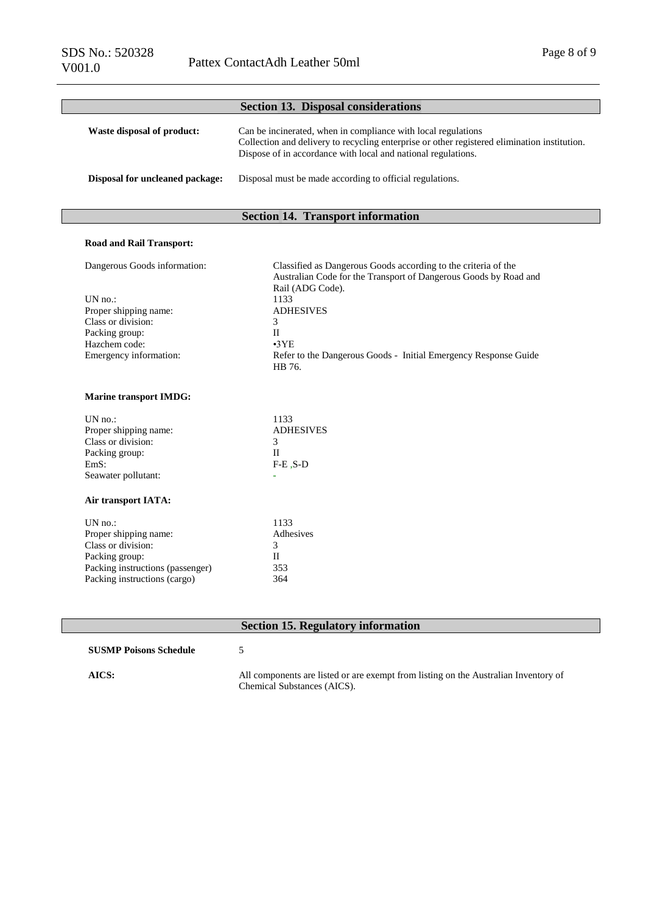## Section 13. Disposal considerations

| | |
|---|---|
| **Waste disposal of product:** | Can be incinerated, when in compliance with local regulations<br>Collection and delivery to recycling enterprise or other registered elimination institution.<br>Dispose of in accordance with local and national regulations. |
| **Disposal for uncleaned package:** | Disposal must be made according to official regulations. |

## Section 14. Transport information

**Road and Rail Transport:**

| | |
|---|---|
| Dangerous Goods information: | Classified as Dangerous Goods according to the criteria of the Australian Code for the Transport of Dangerous Goods by Road and Rail (ADG Code). |
| UN no.: | 1133 |
| Proper shipping name: | ADHESIVES |
| Class or division: | 3 |
| Packing group: | II |
| Hazchem code: | •3YE |
| Emergency information: | Refer to the Dangerous Goods - Initial Emergency Response Guide HB 76. |

**Marine transport IMDG:**

| | |
|---|---|
| UN no.: | 1133 |
| Proper shipping name: | ADHESIVES |
| Class or division: | 3 |
| Packing group: | II |
| EmS: | F-E ,S-D |
| Seawater pollutant: | - |

**Air transport IATA:**

| | |
|---|---|
| UN no.: | 1133 |
| Proper shipping name: | Adhesives |
| Class or division: | 3 |
| Packing group: | II |
| Packing instructions (passenger) | 353 |
| Packing instructions (cargo) | 364 |

## Section 15. Regulatory information

| | |
|---|---|
| **SUSMP Poisons Schedule** | 5 |
| **AICS:** | All components are listed or are exempt from listing on the Australian Inventory of Chemical Substances (AICS). |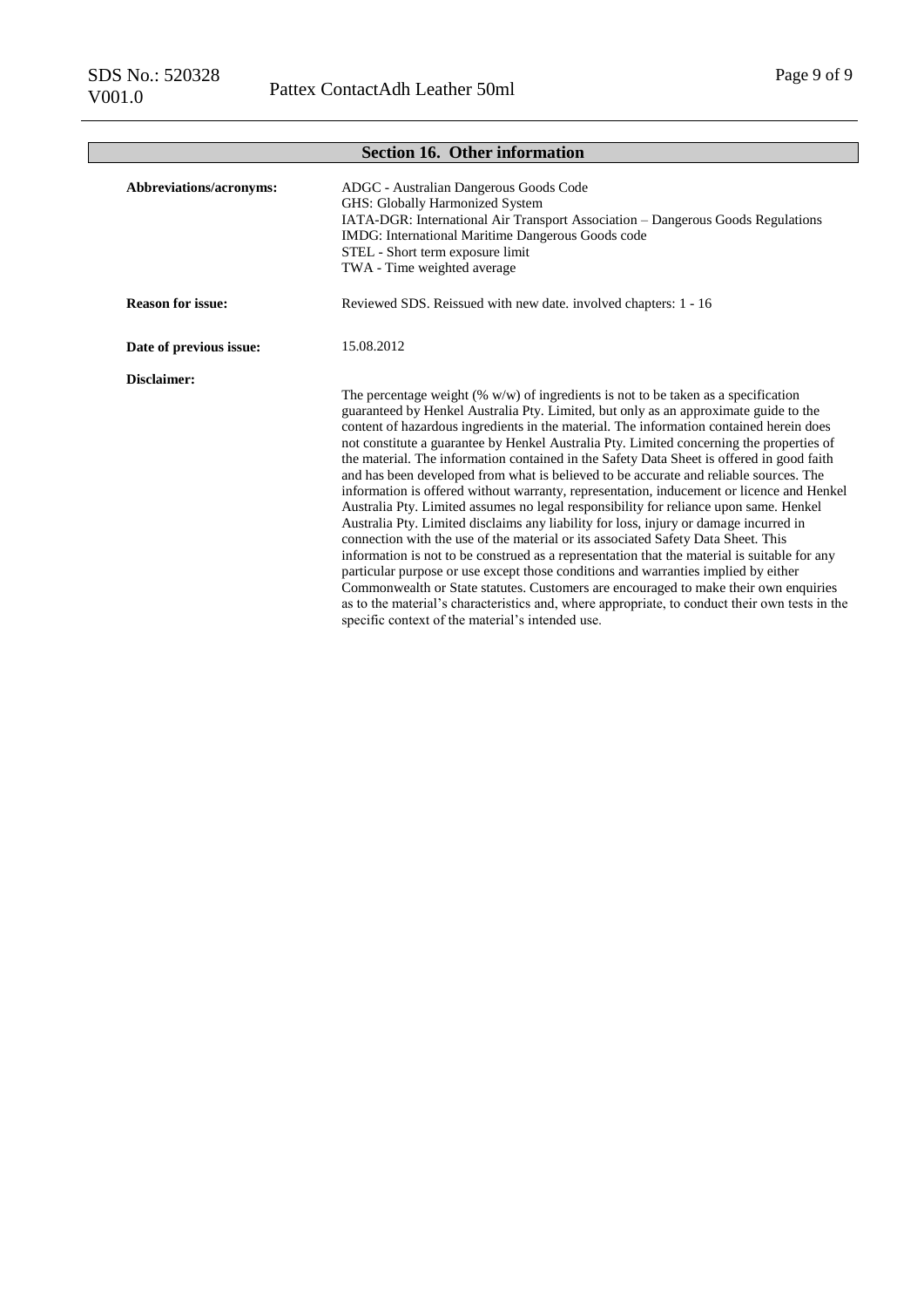## Section 16. Other information

**Abbreviations/acronyms:**

ADGC - Australian Dangerous Goods Code
GHS: Globally Harmonized System
IATA-DGR: International Air Transport Association – Dangerous Goods Regulations
IMDG: International Maritime Dangerous Goods code
STEL - Short term exposure limit
TWA - Time weighted average

**Reason for issue:** Reviewed SDS. Reissued with new date. involved chapters: 1 - 16

**Date of previous issue:** 15.08.2012

**Disclaimer:**

The percentage weight (% w/w) of ingredients is not to be taken as a specification guaranteed by Henkel Australia Pty. Limited, but only as an approximate guide to the content of hazardous ingredients in the material. The information contained herein does not constitute a guarantee by Henkel Australia Pty. Limited concerning the properties of the material. The information contained in the Safety Data Sheet is offered in good faith and has been developed from what is believed to be accurate and reliable sources. The information is offered without warranty, representation, inducement or licence and Henkel Australia Pty. Limited assumes no legal responsibility for reliance upon same. Henkel Australia Pty. Limited disclaims any liability for loss, injury or damage incurred in connection with the use of the material or its associated Safety Data Sheet. This information is not to be construed as a representation that the material is suitable for any particular purpose or use except those conditions and warranties implied by either Commonwealth or State statutes. Customers are encouraged to make their own enquiries as to the material's characteristics and, where appropriate, to conduct their own tests in the specific context of the material's intended use.